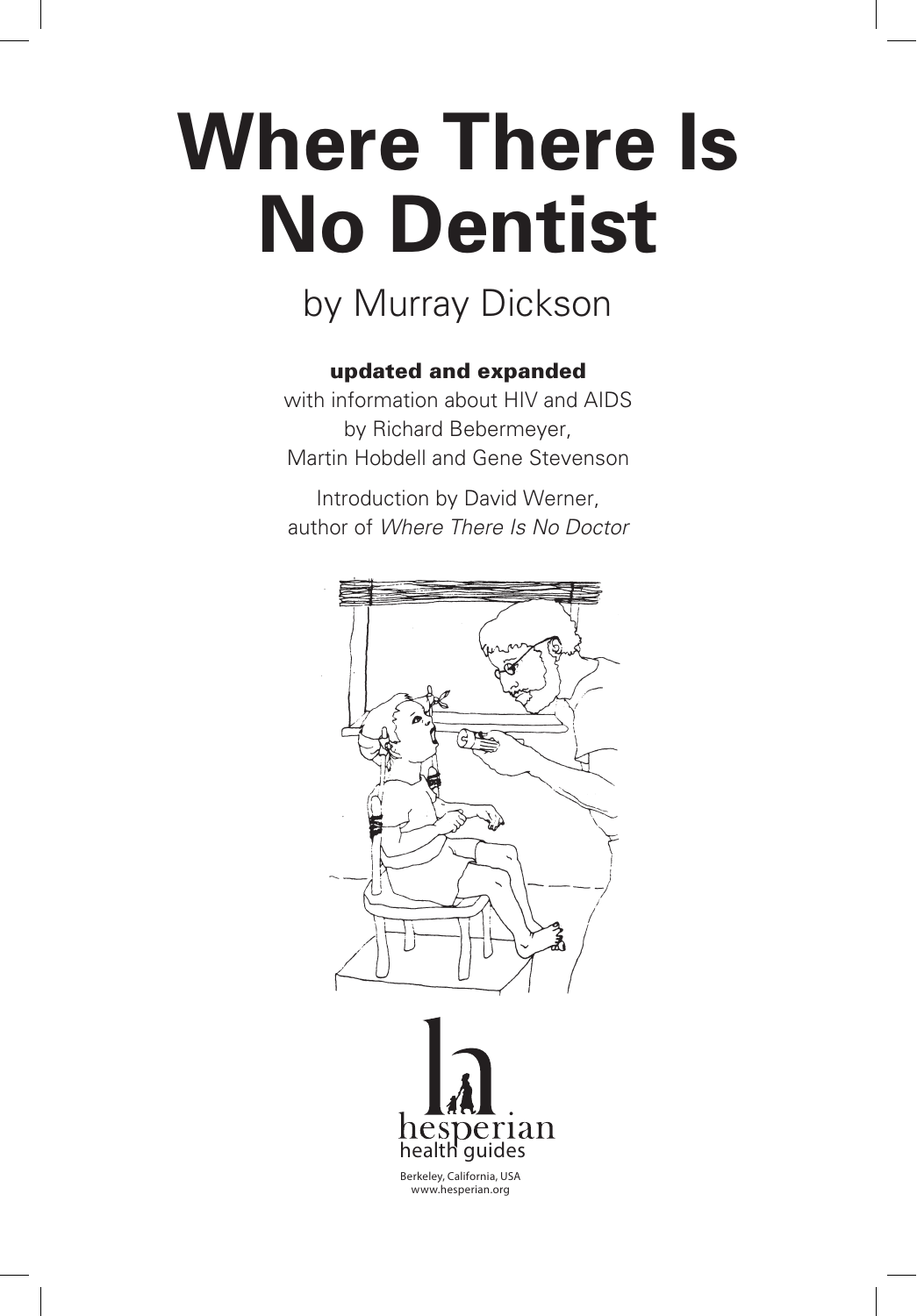# Where There Is No Dentist

by Murray Dickson

**updated and expanded**

with information about HIV and AIDS
by Richard Bebermeyer,
Martin Hobdell and Gene Stevenson

Introduction by David Werner,
author of *Where There Is No Doctor*

hesperian
health guides

Berkeley, California, USA
www.hesperian.org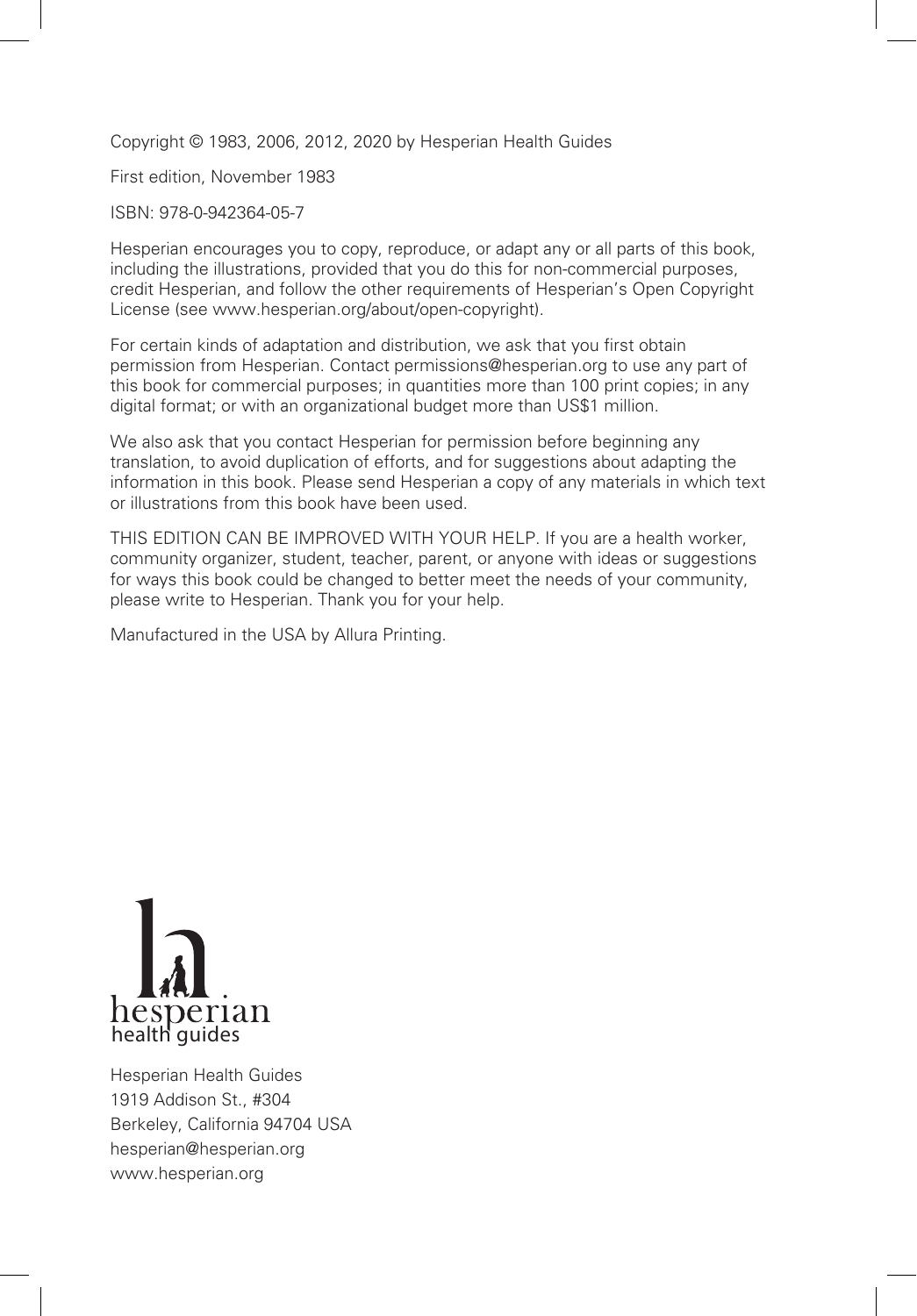Copyright © 1983, 2006, 2012, 2020 by Hesperian Health Guides

First edition, November 1983

ISBN: 978-0-942364-05-7

Hesperian encourages you to copy, reproduce, or adapt any or all parts of this book, including the illustrations, provided that you do this for non-commercial purposes, credit Hesperian, and follow the other requirements of Hesperian's Open Copyright License (see www.hesperian.org/about/open-copyright).

For certain kinds of adaptation and distribution, we ask that you first obtain permission from Hesperian. Contact permissions@hesperian.org to use any part of this book for commercial purposes; in quantities more than 100 print copies; in any digital format; or with an organizational budget more than US$1 million.

We also ask that you contact Hesperian for permission before beginning any translation, to avoid duplication of efforts, and for suggestions about adapting the information in this book. Please send Hesperian a copy of any materials in which text or illustrations from this book have been used.

THIS EDITION CAN BE IMPROVED WITH YOUR HELP. If you are a health worker, community organizer, student, teacher, parent, or anyone with ideas or suggestions for ways this book could be changed to better meet the needs of your community, please write to Hesperian. Thank you for your help.

Manufactured in the USA by Allura Printing.

hesperian
health guides

Hesperian Health Guides
1919 Addison St., #304
Berkeley, California 94704 USA
hesperian@hesperian.org
www.hesperian.org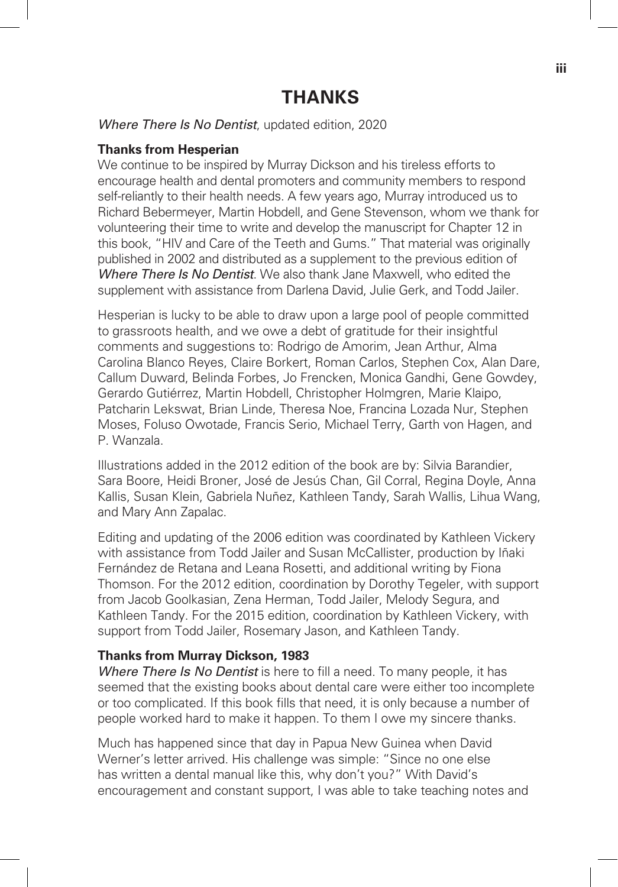# THANKS

*Where There Is No Dentist*, updated edition, 2020

**Thanks from Hesperian**

We continue to be inspired by Murray Dickson and his tireless efforts to encourage health and dental promoters and community members to respond self-reliantly to their health needs. A few years ago, Murray introduced us to Richard Bebermeyer, Martin Hobdell, and Gene Stevenson, whom we thank for volunteering their time to write and develop the manuscript for Chapter 12 in this book, "HIV and Care of the Teeth and Gums." That material was originally published in 2002 and distributed as a supplement to the previous edition of *Where There Is No Dentist*. We also thank Jane Maxwell, who edited the supplement with assistance from Darlena David, Julie Gerk, and Todd Jailer.

Hesperian is lucky to be able to draw upon a large pool of people committed to grassroots health, and we owe a debt of gratitude for their insightful comments and suggestions to: Rodrigo de Amorim, Jean Arthur, Alma Carolina Blanco Reyes, Claire Borkert, Roman Carlos, Stephen Cox, Alan Dare, Callum Duward, Belinda Forbes, Jo Frencken, Monica Gandhi, Gene Gowdey, Gerardo Gutiérrez, Martin Hobdell, Christopher Holmgren, Marie Klaipo, Patcharin Lekswat, Brian Linde, Theresa Noe, Francina Lozada Nur, Stephen Moses, Foluso Owotade, Francis Serio, Michael Terry, Garth von Hagen, and P. Wanzala.

Illustrations added in the 2012 edition of the book are by: Silvia Barandier, Sara Boore, Heidi Broner, José de Jesús Chan, Gil Corral, Regina Doyle, Anna Kallis, Susan Klein, Gabriela Nuñez, Kathleen Tandy, Sarah Wallis, Lihua Wang, and Mary Ann Zapalac.

Editing and updating of the 2006 edition was coordinated by Kathleen Vickery with assistance from Todd Jailer and Susan McCallister, production by Iñaki Fernández de Retana and Leana Rosetti, and additional writing by Fiona Thomson. For the 2012 edition, coordination by Dorothy Tegeler, with support from Jacob Goolkasian, Zena Herman, Todd Jailer, Melody Segura, and Kathleen Tandy. For the 2015 edition, coordination by Kathleen Vickery, with support from Todd Jailer, Rosemary Jason, and Kathleen Tandy.

**Thanks from Murray Dickson, 1983**

*Where There Is No Dentist* is here to fill a need. To many people, it has seemed that the existing books about dental care were either too incomplete or too complicated. If this book fills that need, it is only because a number of people worked hard to make it happen. To them I owe my sincere thanks.

Much has happened since that day in Papua New Guinea when David Werner's letter arrived. His challenge was simple: "Since no one else has written a dental manual like this, why don't you?" With David's encouragement and constant support, I was able to take teaching notes and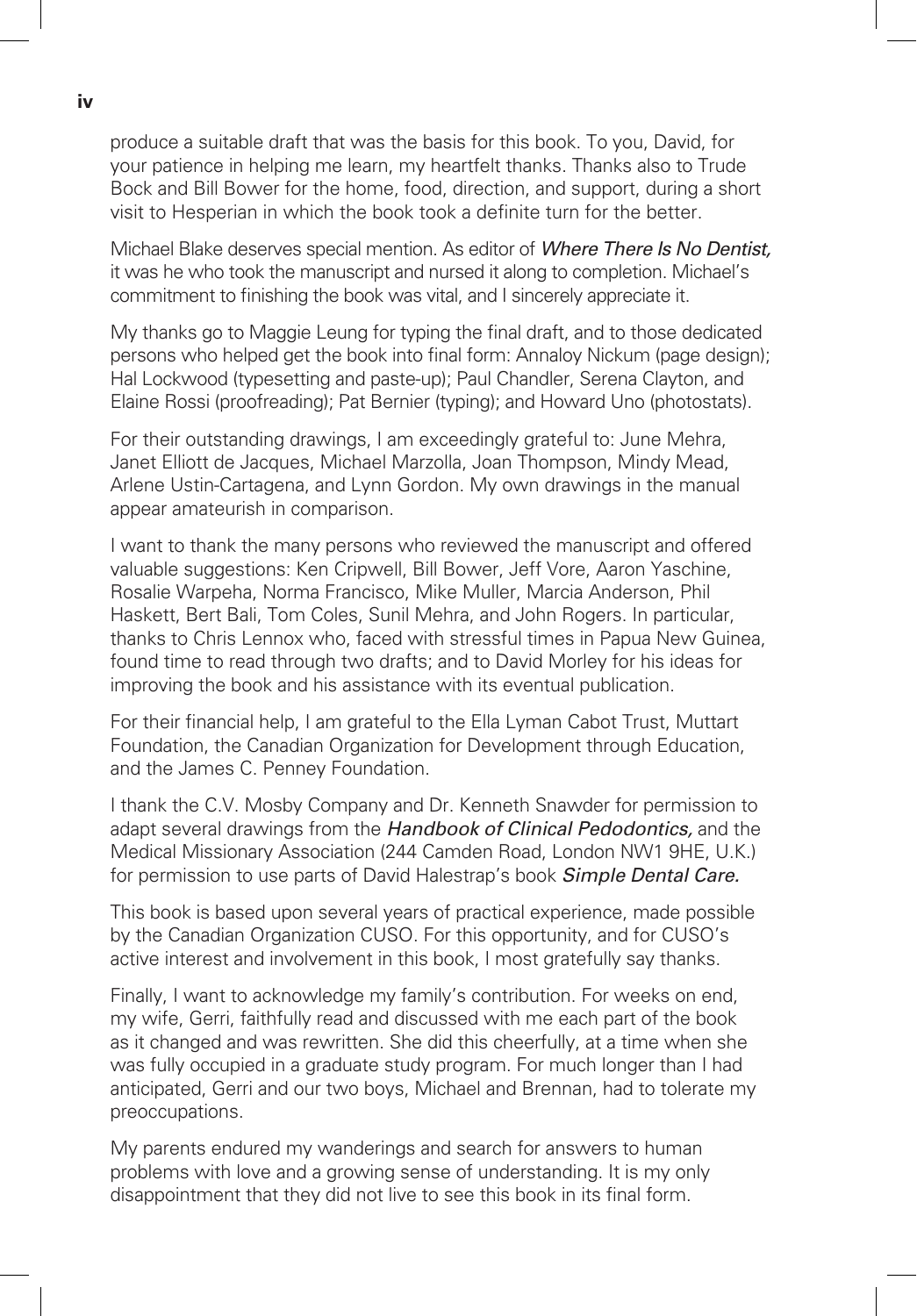produce a suitable draft that was the basis for this book. To you, David, for your patience in helping me learn, my heartfelt thanks. Thanks also to Trude Bock and Bill Bower for the home, food, direction, and support, during a short visit to Hesperian in which the book took a definite turn for the better.

Michael Blake deserves special mention. As editor of *Where There Is No Dentist,* it was he who took the manuscript and nursed it along to completion. Michael's commitment to finishing the book was vital, and I sincerely appreciate it.

My thanks go to Maggie Leung for typing the final draft, and to those dedicated persons who helped get the book into final form: Annaloy Nickum (page design); Hal Lockwood (typesetting and paste-up); Paul Chandler, Serena Clayton, and Elaine Rossi (proofreading); Pat Bernier (typing); and Howard Uno (photostats).

For their outstanding drawings, I am exceedingly grateful to: June Mehra, Janet Elliott de Jacques, Michael Marzolla, Joan Thompson, Mindy Mead, Arlene Ustin-Cartagena, and Lynn Gordon. My own drawings in the manual appear amateurish in comparison.

I want to thank the many persons who reviewed the manuscript and offered valuable suggestions: Ken Cripwell, Bill Bower, Jeff Vore, Aaron Yaschine, Rosalie Warpeha, Norma Francisco, Mike Muller, Marcia Anderson, Phil Haskett, Bert Bali, Tom Coles, Sunil Mehra, and John Rogers. In particular, thanks to Chris Lennox who, faced with stressful times in Papua New Guinea, found time to read through two drafts; and to David Morley for his ideas for improving the book and his assistance with its eventual publication.

For their financial help, I am grateful to the Ella Lyman Cabot Trust, Muttart Foundation, the Canadian Organization for Development through Education, and the James C. Penney Foundation.

I thank the C.V. Mosby Company and Dr. Kenneth Snawder for permission to adapt several drawings from the *Handbook of Clinical Pedodontics,* and the Medical Missionary Association (244 Camden Road, London NW1 9HE, U.K.) for permission to use parts of David Halestrap's book *Simple Dental Care.*

This book is based upon several years of practical experience, made possible by the Canadian Organization CUSO. For this opportunity, and for CUSO's active interest and involvement in this book, I most gratefully say thanks.

Finally, I want to acknowledge my family's contribution. For weeks on end, my wife, Gerri, faithfully read and discussed with me each part of the book as it changed and was rewritten. She did this cheerfully, at a time when she was fully occupied in a graduate study program. For much longer than I had anticipated, Gerri and our two boys, Michael and Brennan, had to tolerate my preoccupations.

My parents endured my wanderings and search for answers to human problems with love and a growing sense of understanding. It is my only disappointment that they did not live to see this book in its final form.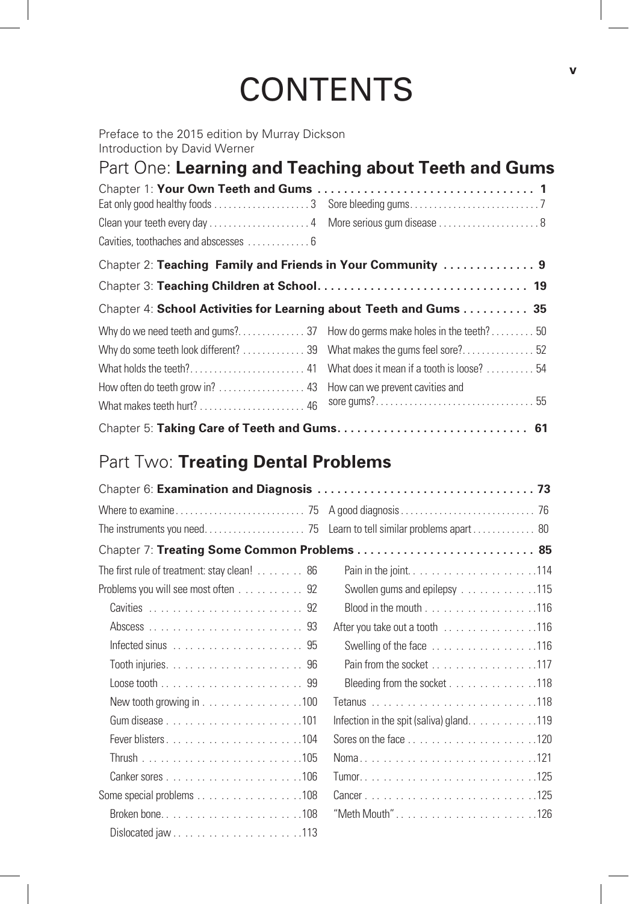# CONTENTS

Preface to the 2015 edition by Murray Dickson
Introduction by David Werner

## Part One: **Learning and Teaching about Teeth and Gums**

### Chapter 1: **Your Own Teeth and Gums** . . . . . . . . . . 1

- Eat only good healthy foods . . . . . . . . . . 3
- Clean your teeth every day . . . . . . . . . . 4
- Cavities, toothaches and abscesses . . . . . . . . . . 6
- Sore bleeding gums . . . . . . . . . . 7
- More serious gum disease . . . . . . . . . . 8

### Chapter 2: **Teaching Family and Friends in Your Community** . . . . . . . . . . 9

### Chapter 3: **Teaching Children at School** . . . . . . . . . . 19

### Chapter 4: **School Activities for Learning about Teeth and Gums** . . . . . . . . . . 35

- Why do we need teeth and gums? . . . . . . . . . . 37
- Why do some teeth look different? . . . . . . . . . . 39
- What holds the teeth? . . . . . . . . . . 41
- How often do teeth grow in? . . . . . . . . . . 43
- What makes teeth hurt? . . . . . . . . . . 46
- How do germs make holes in the teeth? . . . . . . . . . . 50
- What makes the gums feel sore? . . . . . . . . . . 52
- What does it mean if a tooth is loose? . . . . . . . . . . 54
- How can we prevent cavities and sore gums? . . . . . . . . . . 55

### Chapter 5: **Taking Care of Teeth and Gums** . . . . . . . . . . 61

## Part Two: **Treating Dental Problems**

### Chapter 6: **Examination and Diagnosis** . . . . . . . . . . 73

- Where to examine . . . . . . . . . . 75
- The instruments you need . . . . . . . . . . 75
- A good diagnosis . . . . . . . . . . 76
- Learn to tell similar problems apart . . . . . . . . . . 80

### Chapter 7: **Treating Some Common Problems** . . . . . . . . . . 85

- The first rule of treatment: stay clean! . . . . . . . . . . 86
- Problems you will see most often . . . . . . . . . . 92
  - Cavities . . . . . . . . . . 92
  - Abscess . . . . . . . . . . 93
  - Infected sinus . . . . . . . . . . 95
  - Tooth injuries . . . . . . . . . . 96
  - Loose tooth . . . . . . . . . . 99
  - New tooth growing in . . . . . . . . . . 100
  - Gum disease . . . . . . . . . . 101
  - Fever blisters . . . . . . . . . . 104
  - Thrush . . . . . . . . . . 105
  - Canker sores . . . . . . . . . . 106
- Some special problems . . . . . . . . . . 108
  - Broken bone . . . . . . . . . . 108
  - Dislocated jaw . . . . . . . . . . 113
  - Pain in the joint . . . . . . . . . . 114
  - Swollen gums and epilepsy . . . . . . . . . . 115
  - Blood in the mouth . . . . . . . . . . 116
- After you take out a tooth . . . . . . . . . . 116
  - Swelling of the face . . . . . . . . . . 116
  - Pain from the socket . . . . . . . . . . 117
  - Bleeding from the socket . . . . . . . . . . 118
- Tetanus . . . . . . . . . . 118
- Infection in the spit (saliva) gland . . . . . . . . . . 119
- Sores on the face . . . . . . . . . . 120
- Noma . . . . . . . . . . 121
- Tumor . . . . . . . . . . 125
- Cancer . . . . . . . . . . 125
- "Meth Mouth" . . . . . . . . . . 126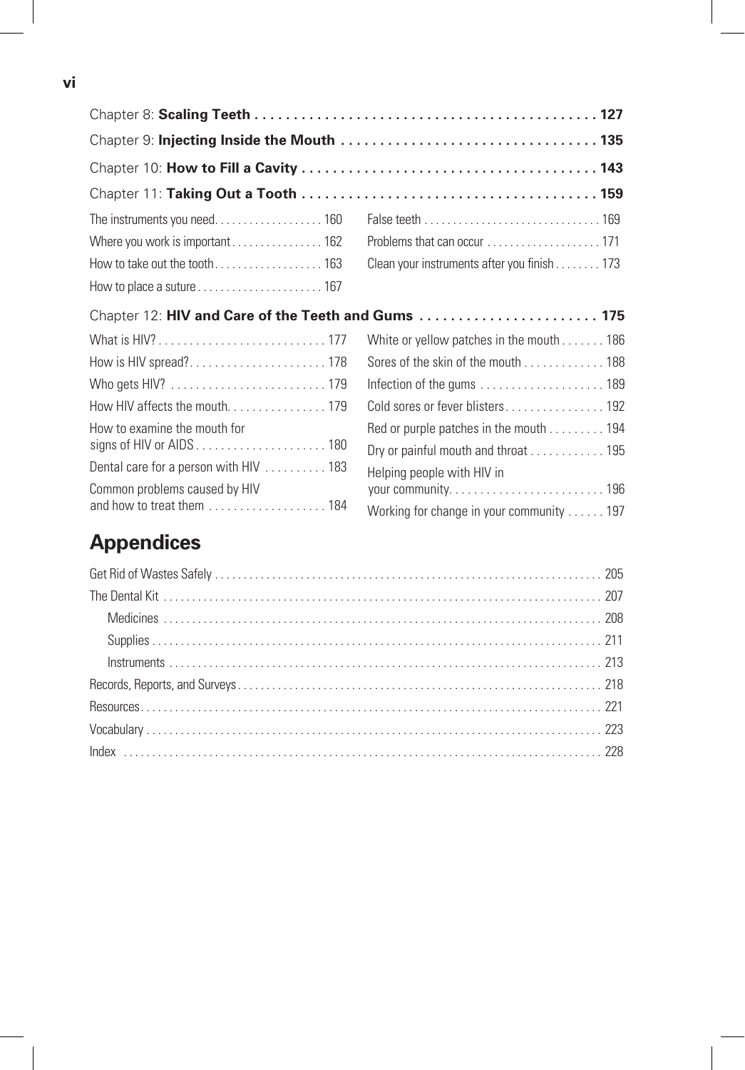Chapter 8: **Scaling Teeth** . . . . . . . . . . . . . . . . . . . . . . . . . . . . . . . . . . . . . . . . . . . . 127

Chapter 9: **Injecting Inside the Mouth** . . . . . . . . . . . . . . . . . . . . . . . . . . . . . . . . . 135

Chapter 10: **How to Fill a Cavity** . . . . . . . . . . . . . . . . . . . . . . . . . . . . . . . . . . . . . . 143

Chapter 11: **Taking Out a Tooth** . . . . . . . . . . . . . . . . . . . . . . . . . . . . . . . . . . . . . . 159

- The instruments you need. . . . . . . . . . . . . . . . . . 160
- Where you work is important . . . . . . . . . . . . . . . 162
- How to take out the tooth . . . . . . . . . . . . . . . . . . 163
- How to place a suture . . . . . . . . . . . . . . . . . . . . . 167
- False teeth . . . . . . . . . . . . . . . . . . . . . . . . . . . . . . 169
- Problems that can occur . . . . . . . . . . . . . . . . . . . 171
- Clean your instruments after you finish . . . . . . . . 173

Chapter 12: **HIV and Care of the Teeth and Gums** . . . . . . . . . . . . . . . . . . . . . . . 175

- What is HIV? . . . . . . . . . . . . . . . . . . . . . . . . . . . 177
- How is HIV spread? . . . . . . . . . . . . . . . . . . . . . . 178
- Who gets HIV? . . . . . . . . . . . . . . . . . . . . . . . . . 179
- How HIV affects the mouth. . . . . . . . . . . . . . . . 179
- How to examine the mouth for signs of HIV or AIDS . . . . . . . . . . . . . . . . . . . . . 180
- Dental care for a person with HIV . . . . . . . . . . 183
- Common problems caused by HIV and how to treat them . . . . . . . . . . . . . . . . . . . 184
- White or yellow patches in the mouth . . . . . . . 186
- Sores of the skin of the mouth . . . . . . . . . . . . . 188
- Infection of the gums . . . . . . . . . . . . . . . . . . . . 189
- Cold sores or fever blisters . . . . . . . . . . . . . . . . 192
- Red or purple patches in the mouth . . . . . . . . . 194
- Dry or painful mouth and throat . . . . . . . . . . . . 195
- Helping people with HIV in your community. . . . . . . . . . . . . . . . . . . . . . . . . 196
- Working for change in your community . . . . . . 197

# Appendices

- Get Rid of Wastes Safely . . . . . . . . . . . . . . . . . . . . . . . . . . . . . . . . . . . . . . . . . . . . . . . . . . 205
- The Dental Kit . . . . . . . . . . . . . . . . . . . . . . . . . . . . . . . . . . . . . . . . . . . . . . . . . . . . . . . . . 207
  - Medicines . . . . . . . . . . . . . . . . . . . . . . . . . . . . . . . . . . . . . . . . . . . . . . . . . . . . . . . . . 208
  - Supplies . . . . . . . . . . . . . . . . . . . . . . . . . . . . . . . . . . . . . . . . . . . . . . . . . . . . . . . . . . 211
  - Instruments . . . . . . . . . . . . . . . . . . . . . . . . . . . . . . . . . . . . . . . . . . . . . . . . . . . . . . . 213
- Records, Reports, and Surveys . . . . . . . . . . . . . . . . . . . . . . . . . . . . . . . . . . . . . . . . . . . . . 218
- Resources . . . . . . . . . . . . . . . . . . . . . . . . . . . . . . . . . . . . . . . . . . . . . . . . . . . . . . . . . . . . . 221
- Vocabulary . . . . . . . . . . . . . . . . . . . . . . . . . . . . . . . . . . . . . . . . . . . . . . . . . . . . . . . . . . . 223
- Index . . . . . . . . . . . . . . . . . . . . . . . . . . . . . . . . . . . . . . . . . . . . . . . . . . . . . . . . . . . . . . . 228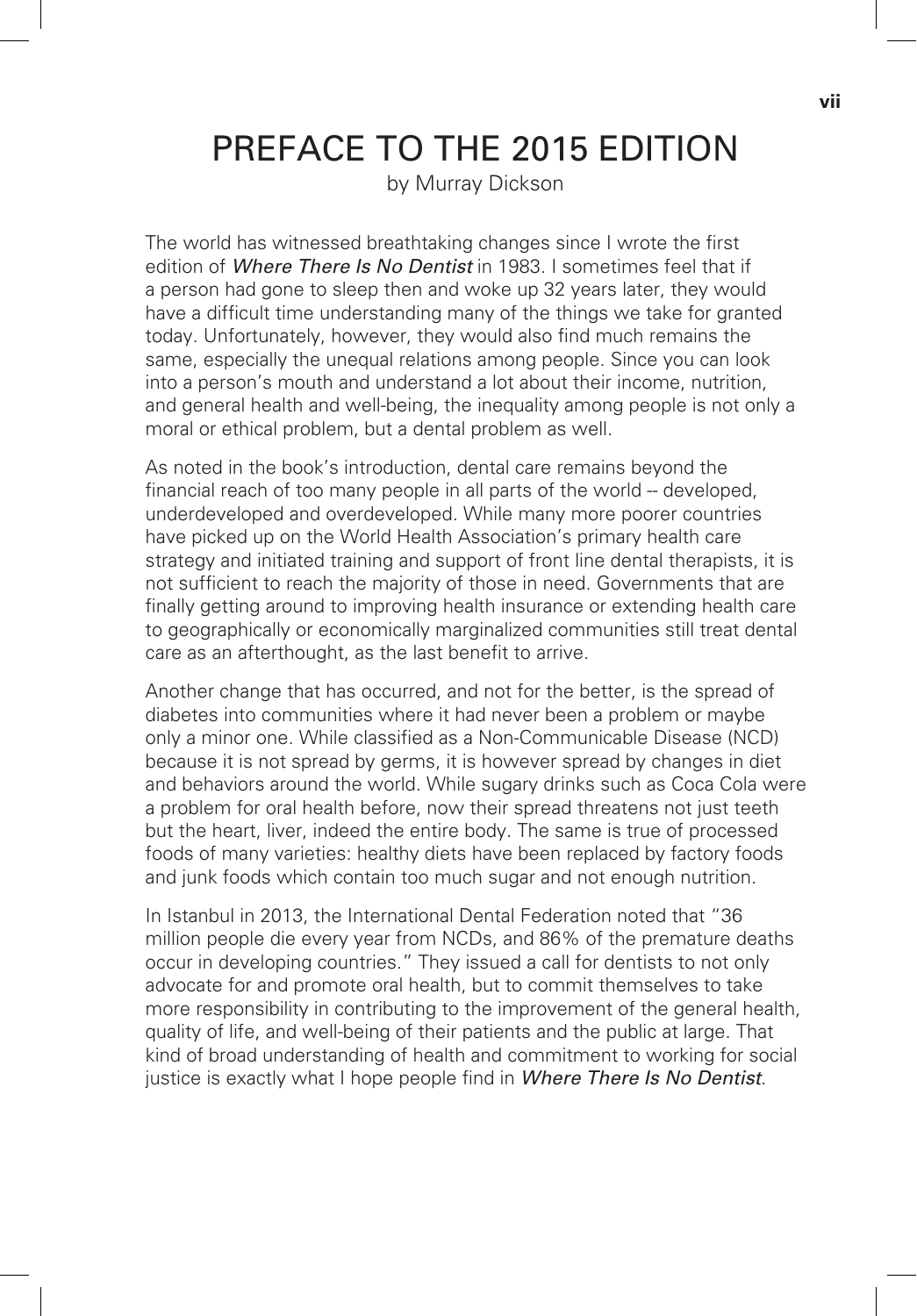# PREFACE TO THE 2015 EDITION

by Murray Dickson

The world has witnessed breathtaking changes since I wrote the first edition of *Where There Is No Dentist* in 1983. I sometimes feel that if a person had gone to sleep then and woke up 32 years later, they would have a difficult time understanding many of the things we take for granted today. Unfortunately, however, they would also find much remains the same, especially the unequal relations among people. Since you can look into a person's mouth and understand a lot about their income, nutrition, and general health and well-being, the inequality among people is not only a moral or ethical problem, but a dental problem as well.

As noted in the book's introduction, dental care remains beyond the financial reach of too many people in all parts of the world -- developed, underdeveloped and overdeveloped. While many more poorer countries have picked up on the World Health Association's primary health care strategy and initiated training and support of front line dental therapists, it is not sufficient to reach the majority of those in need. Governments that are finally getting around to improving health insurance or extending health care to geographically or economically marginalized communities still treat dental care as an afterthought, as the last benefit to arrive.

Another change that has occurred, and not for the better, is the spread of diabetes into communities where it had never been a problem or maybe only a minor one. While classified as a Non-Communicable Disease (NCD) because it is not spread by germs, it is however spread by changes in diet and behaviors around the world. While sugary drinks such as Coca Cola were a problem for oral health before, now their spread threatens not just teeth but the heart, liver, indeed the entire body. The same is true of processed foods of many varieties: healthy diets have been replaced by factory foods and junk foods which contain too much sugar and not enough nutrition.

In Istanbul in 2013, the International Dental Federation noted that "36 million people die every year from NCDs, and 86% of the premature deaths occur in developing countries." They issued a call for dentists to not only advocate for and promote oral health, but to commit themselves to take more responsibility in contributing to the improvement of the general health, quality of life, and well-being of their patients and the public at large. That kind of broad understanding of health and commitment to working for social justice is exactly what I hope people find in *Where There Is No Dentist*.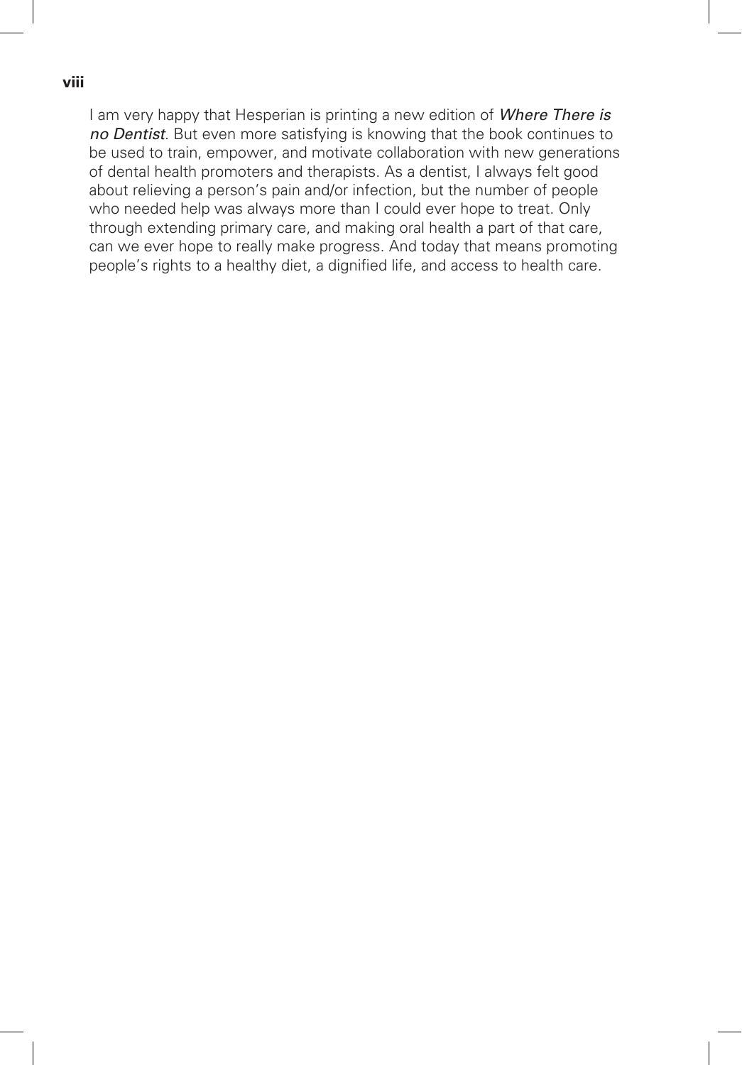I am very happy that Hesperian is printing a new edition of *Where There is no Dentist*. But even more satisfying is knowing that the book continues to be used to train, empower, and motivate collaboration with new generations of dental health promoters and therapists. As a dentist, I always felt good about relieving a person's pain and/or infection, but the number of people who needed help was always more than I could ever hope to treat. Only through extending primary care, and making oral health a part of that care, can we ever hope to really make progress. And today that means promoting people's rights to a healthy diet, a dignified life, and access to health care.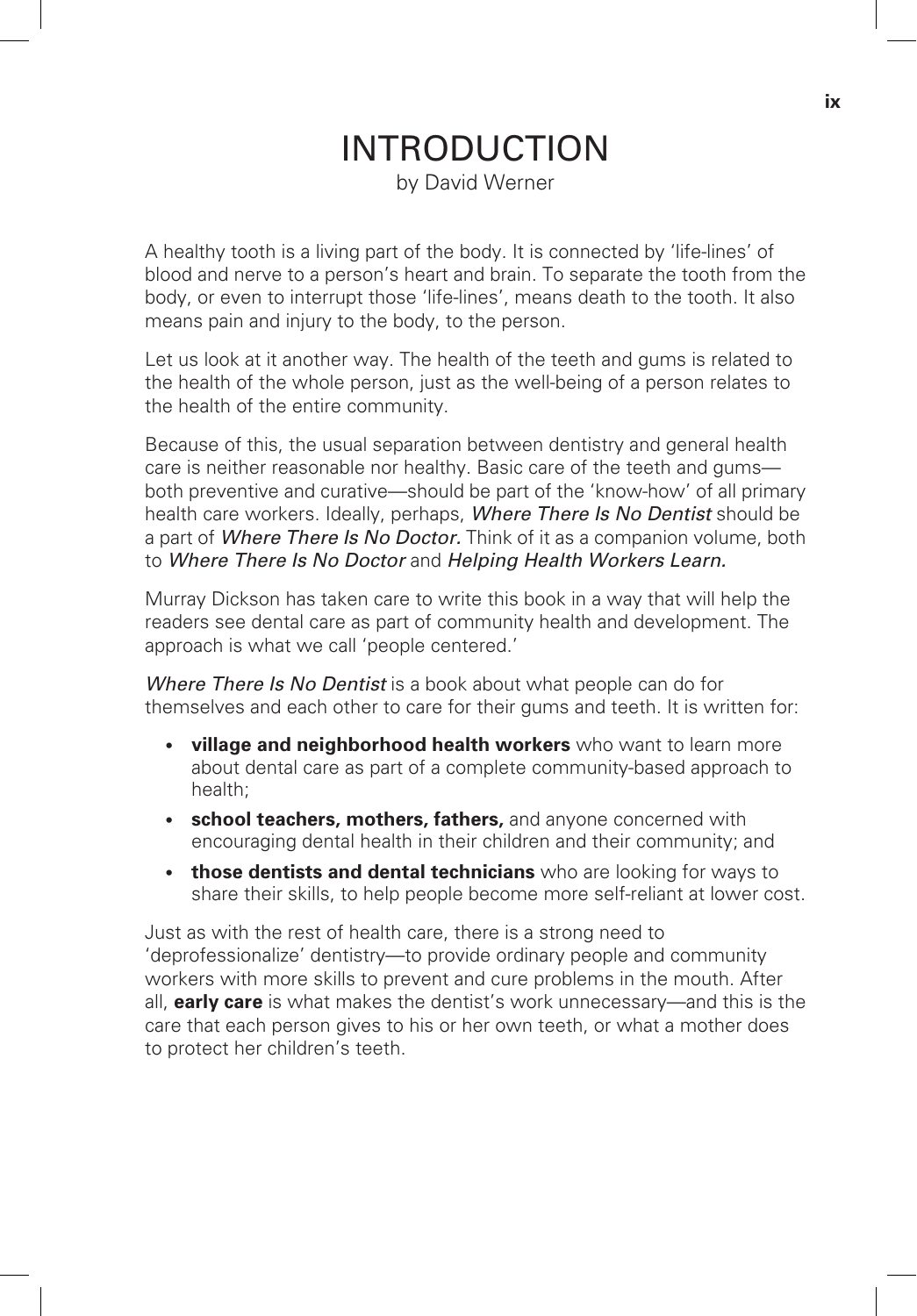# INTRODUCTION

by David Werner

A healthy tooth is a living part of the body. It is connected by 'life-lines' of blood and nerve to a person's heart and brain. To separate the tooth from the body, or even to interrupt those 'life-lines', means death to the tooth. It also means pain and injury to the body, to the person.

Let us look at it another way. The health of the teeth and gums is related to the health of the whole person, just as the well-being of a person relates to the health of the entire community.

Because of this, the usual separation between dentistry and general health care is neither reasonable nor healthy. Basic care of the teeth and gums—both preventive and curative—should be part of the 'know-how' of all primary health care workers. Ideally, perhaps, *Where There Is No Dentist* should be a part of *Where There Is No Doctor.* Think of it as a companion volume, both to *Where There Is No Doctor* and *Helping Health Workers Learn.*

Murray Dickson has taken care to write this book in a way that will help the readers see dental care as part of community health and development. The approach is what we call 'people centered.'

*Where There Is No Dentist* is a book about what people can do for themselves and each other to care for their gums and teeth. It is written for:

- **village and neighborhood health workers** who want to learn more about dental care as part of a complete community-based approach to health;
- **school teachers, mothers, fathers,** and anyone concerned with encouraging dental health in their children and their community; and
- **those dentists and dental technicians** who are looking for ways to share their skills, to help people become more self-reliant at lower cost.

Just as with the rest of health care, there is a strong need to 'deprofessionalize' dentistry—to provide ordinary people and community workers with more skills to prevent and cure problems in the mouth. After all, **early care** is what makes the dentist's work unnecessary—and this is the care that each person gives to his or her own teeth, or what a mother does to protect her children's teeth.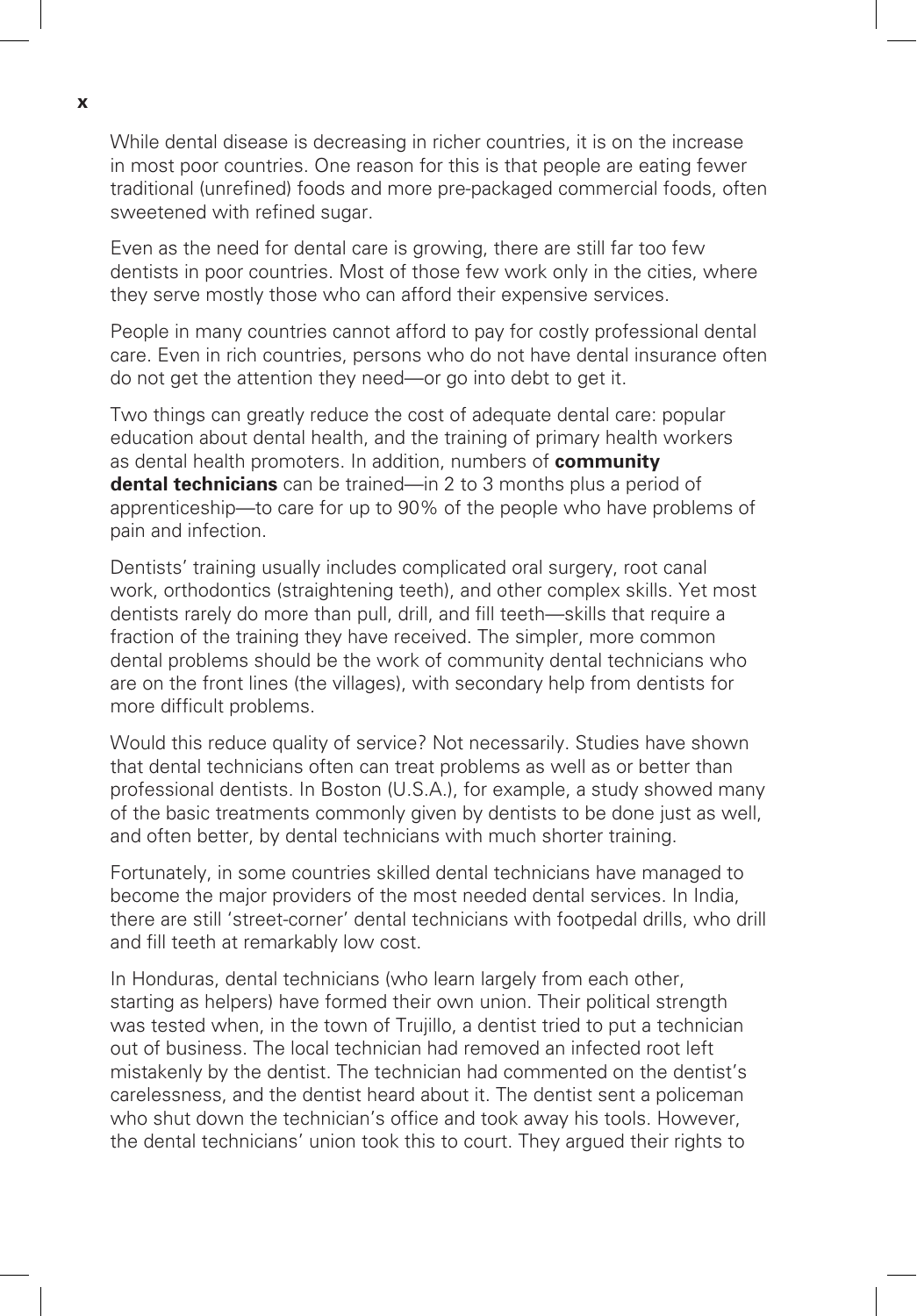While dental disease is decreasing in richer countries, it is on the increase in most poor countries. One reason for this is that people are eating fewer traditional (unrefined) foods and more pre-packaged commercial foods, often sweetened with refined sugar.

Even as the need for dental care is growing, there are still far too few dentists in poor countries. Most of those few work only in the cities, where they serve mostly those who can afford their expensive services.

People in many countries cannot afford to pay for costly professional dental care. Even in rich countries, persons who do not have dental insurance often do not get the attention they need—or go into debt to get it.

Two things can greatly reduce the cost of adequate dental care: popular education about dental health, and the training of primary health workers as dental health promoters. In addition, numbers of **community dental technicians** can be trained—in 2 to 3 months plus a period of apprenticeship—to care for up to 90% of the people who have problems of pain and infection.

Dentists' training usually includes complicated oral surgery, root canal work, orthodontics (straightening teeth), and other complex skills. Yet most dentists rarely do more than pull, drill, and fill teeth—skills that require a fraction of the training they have received. The simpler, more common dental problems should be the work of community dental technicians who are on the front lines (the villages), with secondary help from dentists for more difficult problems.

Would this reduce quality of service? Not necessarily. Studies have shown that dental technicians often can treat problems as well as or better than professional dentists. In Boston (U.S.A.), for example, a study showed many of the basic treatments commonly given by dentists to be done just as well, and often better, by dental technicians with much shorter training.

Fortunately, in some countries skilled dental technicians have managed to become the major providers of the most needed dental services. In India, there are still 'street-corner' dental technicians with footpedal drills, who drill and fill teeth at remarkably low cost.

In Honduras, dental technicians (who learn largely from each other, starting as helpers) have formed their own union. Their political strength was tested when, in the town of Trujillo, a dentist tried to put a technician out of business. The local technician had removed an infected root left mistakenly by the dentist. The technician had commented on the dentist's carelessness, and the dentist heard about it. The dentist sent a policeman who shut down the technician's office and took away his tools. However, the dental technicians' union took this to court. They argued their rights to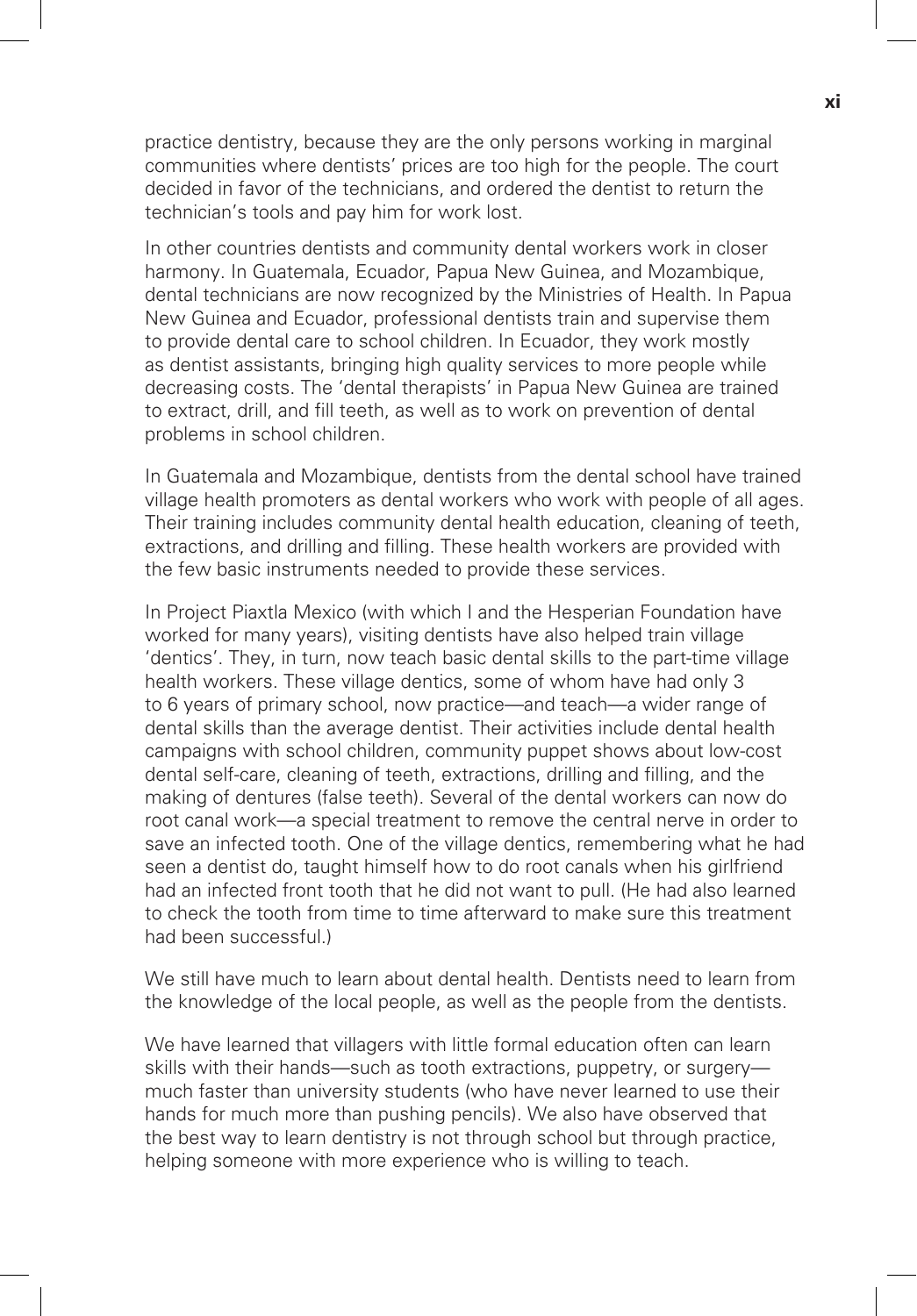practice dentistry, because they are the only persons working in marginal communities where dentists' prices are too high for the people. The court decided in favor of the technicians, and ordered the dentist to return the technician's tools and pay him for work lost.

In other countries dentists and community dental workers work in closer harmony. In Guatemala, Ecuador, Papua New Guinea, and Mozambique, dental technicians are now recognized by the Ministries of Health. In Papua New Guinea and Ecuador, professional dentists train and supervise them to provide dental care to school children. In Ecuador, they work mostly as dentist assistants, bringing high quality services to more people while decreasing costs. The 'dental therapists' in Papua New Guinea are trained to extract, drill, and fill teeth, as well as to work on prevention of dental problems in school children.

In Guatemala and Mozambique, dentists from the dental school have trained village health promoters as dental workers who work with people of all ages. Their training includes community dental health education, cleaning of teeth, extractions, and drilling and filling. These health workers are provided with the few basic instruments needed to provide these services.

In Project Piaxtla Mexico (with which I and the Hesperian Foundation have worked for many years), visiting dentists have also helped train village 'dentics'. They, in turn, now teach basic dental skills to the part-time village health workers. These village dentics, some of whom have had only 3 to 6 years of primary school, now practice—and teach—a wider range of dental skills than the average dentist. Their activities include dental health campaigns with school children, community puppet shows about low-cost dental self-care, cleaning of teeth, extractions, drilling and filling, and the making of dentures (false teeth). Several of the dental workers can now do root canal work—a special treatment to remove the central nerve in order to save an infected tooth. One of the village dentics, remembering what he had seen a dentist do, taught himself how to do root canals when his girlfriend had an infected front tooth that he did not want to pull. (He had also learned to check the tooth from time to time afterward to make sure this treatment had been successful.)

We still have much to learn about dental health. Dentists need to learn from the knowledge of the local people, as well as the people from the dentists.

We have learned that villagers with little formal education often can learn skills with their hands—such as tooth extractions, puppetry, or surgery—much faster than university students (who have never learned to use their hands for much more than pushing pencils). We also have observed that the best way to learn dentistry is not through school but through practice, helping someone with more experience who is willing to teach.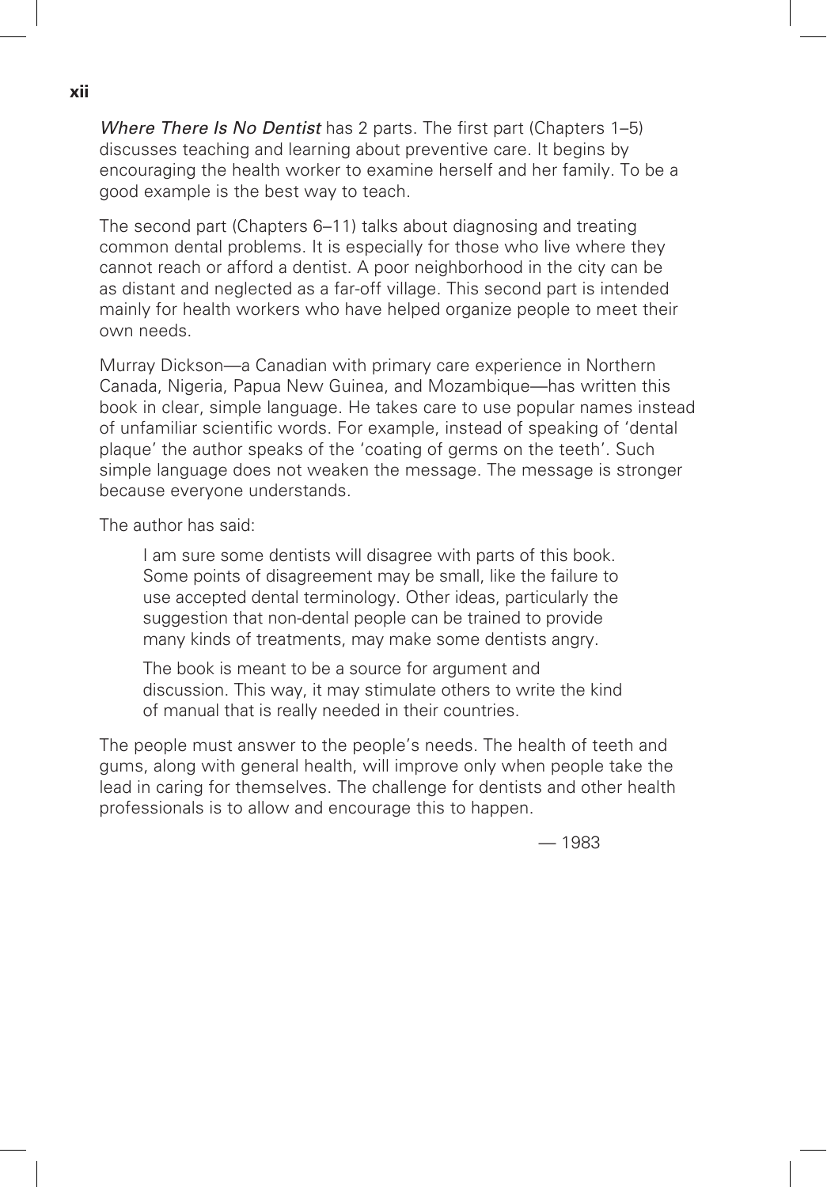*Where There Is No Dentist* has 2 parts. The first part (Chapters 1–5) discusses teaching and learning about preventive care. It begins by encouraging the health worker to examine herself and her family. To be a good example is the best way to teach.

The second part (Chapters 6–11) talks about diagnosing and treating common dental problems. It is especially for those who live where they cannot reach or afford a dentist. A poor neighborhood in the city can be as distant and neglected as a far-off village. This second part is intended mainly for health workers who have helped organize people to meet their own needs.

Murray Dickson—a Canadian with primary care experience in Northern Canada, Nigeria, Papua New Guinea, and Mozambique—has written this book in clear, simple language. He takes care to use popular names instead of unfamiliar scientific words. For example, instead of speaking of 'dental plaque' the author speaks of the 'coating of germs on the teeth'. Such simple language does not weaken the message. The message is stronger because everyone understands.

The author has said:

> I am sure some dentists will disagree with parts of this book. Some points of disagreement may be small, like the failure to use accepted dental terminology. Other ideas, particularly the suggestion that non-dental people can be trained to provide many kinds of treatments, may make some dentists angry.
>
> The book is meant to be a source for argument and discussion. This way, it may stimulate others to write the kind of manual that is really needed in their countries.

The people must answer to the people's needs. The health of teeth and gums, along with general health, will improve only when people take the lead in caring for themselves. The challenge for dentists and other health professionals is to allow and encourage this to happen.

— 1983